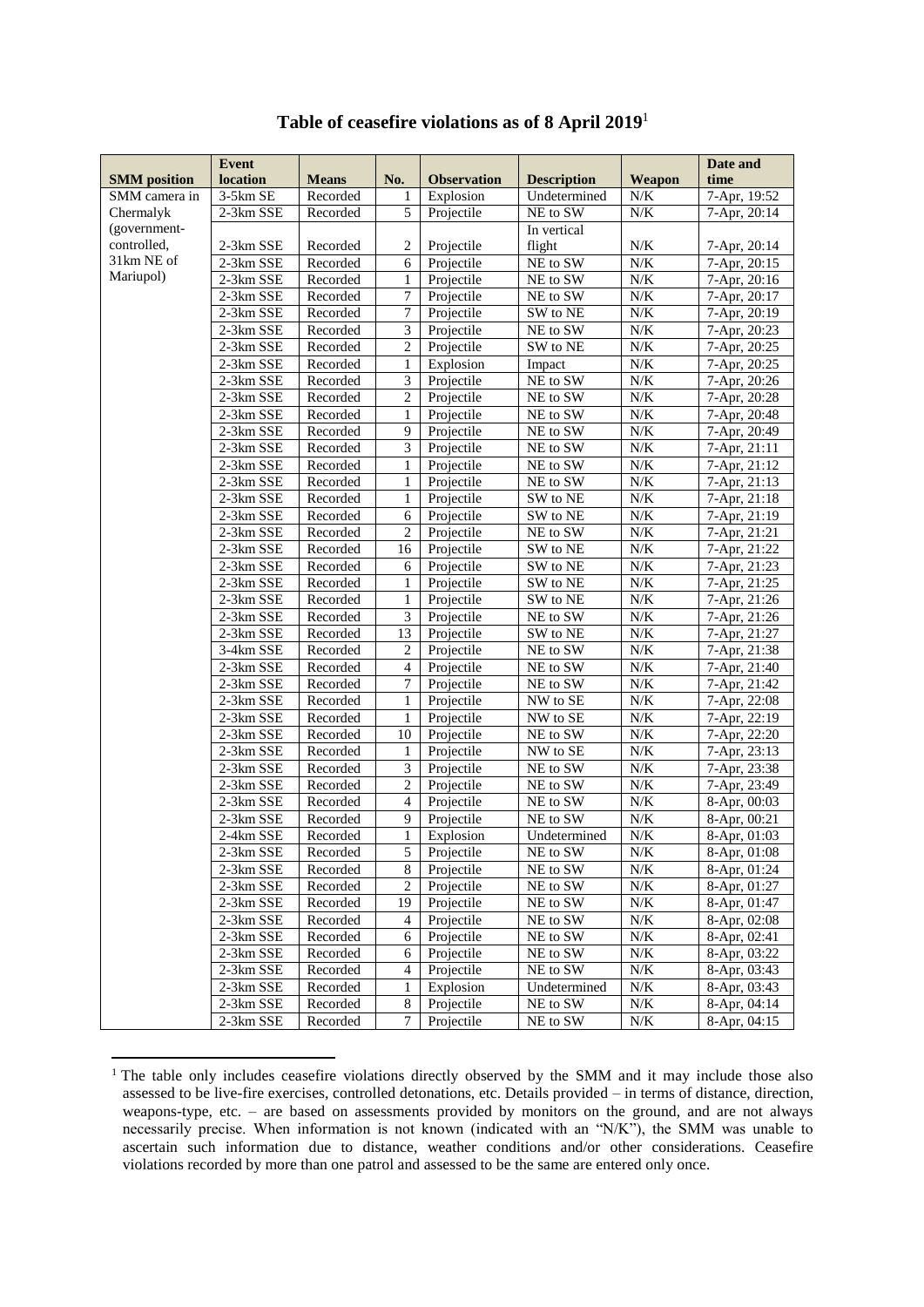# Table of ceasefire violations as of 8 April 2019[1]

| SMM position | Event location | Means | No. | Observation | Description | Weapon | Date and time |
|---|---|---|---|---|---|---|---|
| SMM camera in Chermalyk (government-controlled, 31km NE of Mariupol) | 3-5km SE | Recorded | 1 | Explosion | Undetermined | N/K | 7-Apr, 19:52 |
| | 2-3km SSE | Recorded | 5 | Projectile | NE to SW | N/K | 7-Apr, 20:14 |
| | 2-3km SSE | Recorded | 2 | Projectile | In vertical flight | N/K | 7-Apr, 20:14 |
| | 2-3km SSE | Recorded | 6 | Projectile | NE to SW | N/K | 7-Apr, 20:15 |
| | 2-3km SSE | Recorded | 1 | Projectile | NE to SW | N/K | 7-Apr, 20:16 |
| | 2-3km SSE | Recorded | 7 | Projectile | NE to SW | N/K | 7-Apr, 20:17 |
| | 2-3km SSE | Recorded | 7 | Projectile | SW to NE | N/K | 7-Apr, 20:19 |
| | 2-3km SSE | Recorded | 3 | Projectile | NE to SW | N/K | 7-Apr, 20:23 |
| | 2-3km SSE | Recorded | 2 | Projectile | SW to NE | N/K | 7-Apr, 20:25 |
| | 2-3km SSE | Recorded | 1 | Explosion | Impact | N/K | 7-Apr, 20:25 |
| | 2-3km SSE | Recorded | 3 | Projectile | NE to SW | N/K | 7-Apr, 20:26 |
| | 2-3km SSE | Recorded | 2 | Projectile | NE to SW | N/K | 7-Apr, 20:28 |
| | 2-3km SSE | Recorded | 1 | Projectile | NE to SW | N/K | 7-Apr, 20:48 |
| | 2-3km SSE | Recorded | 9 | Projectile | NE to SW | N/K | 7-Apr, 20:49 |
| | 2-3km SSE | Recorded | 3 | Projectile | NE to SW | N/K | 7-Apr, 21:11 |
| | 2-3km SSE | Recorded | 1 | Projectile | NE to SW | N/K | 7-Apr, 21:12 |
| | 2-3km SSE | Recorded | 1 | Projectile | NE to SW | N/K | 7-Apr, 21:13 |
| | 2-3km SSE | Recorded | 1 | Projectile | SW to NE | N/K | 7-Apr, 21:18 |
| | 2-3km SSE | Recorded | 6 | Projectile | SW to NE | N/K | 7-Apr, 21:19 |
| | 2-3km SSE | Recorded | 2 | Projectile | NE to SW | N/K | 7-Apr, 21:21 |
| | 2-3km SSE | Recorded | 16 | Projectile | SW to NE | N/K | 7-Apr, 21:22 |
| | 2-3km SSE | Recorded | 6 | Projectile | SW to NE | N/K | 7-Apr, 21:23 |
| | 2-3km SSE | Recorded | 1 | Projectile | SW to NE | N/K | 7-Apr, 21:25 |
| | 2-3km SSE | Recorded | 1 | Projectile | SW to NE | N/K | 7-Apr, 21:26 |
| | 2-3km SSE | Recorded | 3 | Projectile | NE to SW | N/K | 7-Apr, 21:26 |
| | 2-3km SSE | Recorded | 13 | Projectile | SW to NE | N/K | 7-Apr, 21:27 |
| | 3-4km SSE | Recorded | 2 | Projectile | NE to SW | N/K | 7-Apr, 21:38 |
| | 2-3km SSE | Recorded | 4 | Projectile | NE to SW | N/K | 7-Apr, 21:40 |
| | 2-3km SSE | Recorded | 7 | Projectile | NE to SW | N/K | 7-Apr, 21:42 |
| | 2-3km SSE | Recorded | 1 | Projectile | NW to SE | N/K | 7-Apr, 22:08 |
| | 2-3km SSE | Recorded | 1 | Projectile | NW to SE | N/K | 7-Apr, 22:19 |
| | 2-3km SSE | Recorded | 10 | Projectile | NE to SW | N/K | 7-Apr, 22:20 |
| | 2-3km SSE | Recorded | 1 | Projectile | NW to SE | N/K | 7-Apr, 23:13 |
| | 2-3km SSE | Recorded | 3 | Projectile | NE to SW | N/K | 7-Apr, 23:38 |
| | 2-3km SSE | Recorded | 2 | Projectile | NE to SW | N/K | 7-Apr, 23:49 |
| | 2-3km SSE | Recorded | 4 | Projectile | NE to SW | N/K | 8-Apr, 00:03 |
| | 2-3km SSE | Recorded | 9 | Projectile | NE to SW | N/K | 8-Apr, 00:21 |
| | 2-4km SSE | Recorded | 1 | Explosion | Undetermined | N/K | 8-Apr, 01:03 |
| | 2-3km SSE | Recorded | 5 | Projectile | NE to SW | N/K | 8-Apr, 01:08 |
| | 2-3km SSE | Recorded | 8 | Projectile | NE to SW | N/K | 8-Apr, 01:24 |
| | 2-3km SSE | Recorded | 2 | Projectile | NE to SW | N/K | 8-Apr, 01:27 |
| | 2-3km SSE | Recorded | 19 | Projectile | NE to SW | N/K | 8-Apr, 01:47 |
| | 2-3km SSE | Recorded | 4 | Projectile | NE to SW | N/K | 8-Apr, 02:08 |
| | 2-3km SSE | Recorded | 6 | Projectile | NE to SW | N/K | 8-Apr, 02:41 |
| | 2-3km SSE | Recorded | 6 | Projectile | NE to SW | N/K | 8-Apr, 03:22 |
| | 2-3km SSE | Recorded | 4 | Projectile | NE to SW | N/K | 8-Apr, 03:43 |
| | 2-3km SSE | Recorded | 1 | Explosion | Undetermined | N/K | 8-Apr, 03:43 |
| | 2-3km SSE | Recorded | 8 | Projectile | NE to SW | N/K | 8-Apr, 04:14 |
| | 2-3km SSE | Recorded | 7 | Projectile | NE to SW | N/K | 8-Apr, 04:15 |

[1] The table only includes ceasefire violations directly observed by the SMM and it may include those also assessed to be live-fire exercises, controlled detonations, etc. Details provided – in terms of distance, direction, weapons-type, etc. – are based on assessments provided by monitors on the ground, and are not always necessarily precise. When information is not known (indicated with an "N/K"), the SMM was unable to ascertain such information due to distance, weather conditions and/or other considerations. Ceasefire violations recorded by more than one patrol and assessed to be the same are entered only once.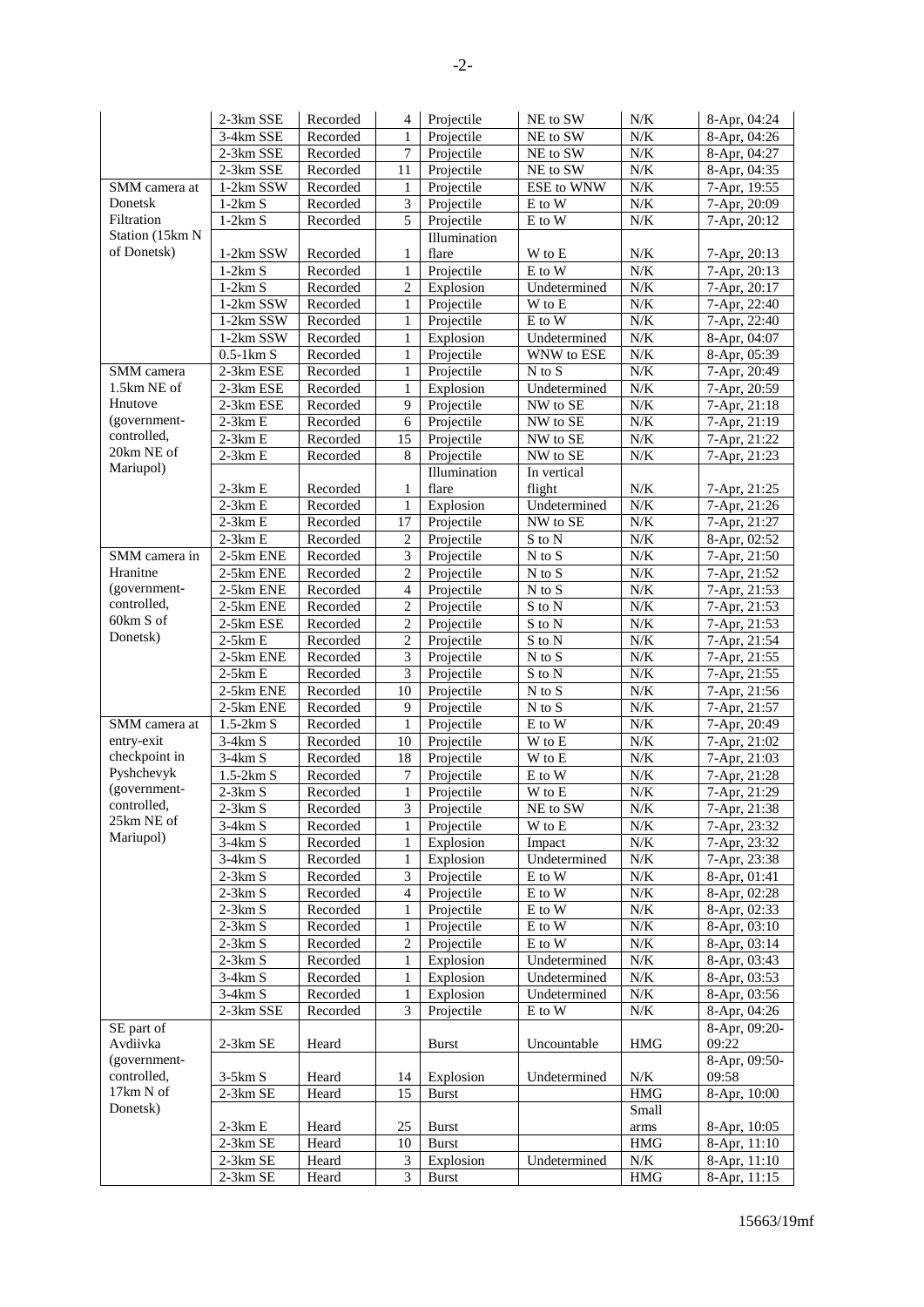| | | | | | | | |
|---|---|---|---|---|---|---|---|
| | 2-3km SSE | Recorded | 4 | Projectile | NE to SW | N/K | 8-Apr, 04:24 |
| | 3-4km SSE | Recorded | 1 | Projectile | NE to SW | N/K | 8-Apr, 04:26 |
| | 2-3km SSE | Recorded | 7 | Projectile | NE to SW | N/K | 8-Apr, 04:27 |
| | 2-3km SSE | Recorded | 11 | Projectile | NE to SW | N/K | 8-Apr, 04:35 |
| SMM camera at Donetsk Filtration Station (15km N of Donetsk) | 1-2km SSW | Recorded | 1 | Projectile | ESE to WNW | N/K | 7-Apr, 19:55 |
| | 1-2km S | Recorded | 3 | Projectile | E to W | N/K | 7-Apr, 20:09 |
| | 1-2km S | Recorded | 5 | Projectile | E to W | N/K | 7-Apr, 20:12 |
| | 1-2km SSW | Recorded | 1 | Illumination flare | W to E | N/K | 7-Apr, 20:13 |
| | 1-2km S | Recorded | 1 | Projectile | E to W | N/K | 7-Apr, 20:13 |
| | 1-2km S | Recorded | 2 | Explosion | Undetermined | N/K | 7-Apr, 20:17 |
| | 1-2km SSW | Recorded | 1 | Projectile | W to E | N/K | 7-Apr, 22:40 |
| | 1-2km SSW | Recorded | 1 | Projectile | E to W | N/K | 7-Apr, 22:40 |
| | 1-2km SSW | Recorded | 1 | Explosion | Undetermined | N/K | 8-Apr, 04:07 |
| | 0.5-1km S | Recorded | 1 | Projectile | WNW to ESE | N/K | 8-Apr, 05:39 |
| SMM camera 1.5km NE of Hnutove (government-controlled, 20km NE of Mariupol) | 2-3km ESE | Recorded | 1 | Projectile | N to S | N/K | 7-Apr, 20:49 |
| | 2-3km ESE | Recorded | 1 | Explosion | Undetermined | N/K | 7-Apr, 20:59 |
| | 2-3km ESE | Recorded | 9 | Projectile | NW to SE | N/K | 7-Apr, 21:18 |
| | 2-3km E | Recorded | 6 | Projectile | NW to SE | N/K | 7-Apr, 21:19 |
| | 2-3km E | Recorded | 15 | Projectile | NW to SE | N/K | 7-Apr, 21:22 |
| | 2-3km E | Recorded | 8 | Projectile | NW to SE | N/K | 7-Apr, 21:23 |
| | 2-3km E | Recorded | 1 | Illumination flare | In vertical flight | N/K | 7-Apr, 21:25 |
| | 2-3km E | Recorded | 1 | Explosion | Undetermined | N/K | 7-Apr, 21:26 |
| | 2-3km E | Recorded | 17 | Projectile | NW to SE | N/K | 7-Apr, 21:27 |
| | 2-3km E | Recorded | 2 | Projectile | S to N | N/K | 8-Apr, 02:52 |
| SMM camera in Hranitne (government-controlled, 60km S of Donetsk) | 2-5km ENE | Recorded | 3 | Projectile | N to S | N/K | 7-Apr, 21:50 |
| | 2-5km ENE | Recorded | 2 | Projectile | N to S | N/K | 7-Apr, 21:52 |
| | 2-5km ENE | Recorded | 4 | Projectile | N to S | N/K | 7-Apr, 21:53 |
| | 2-5km ENE | Recorded | 2 | Projectile | S to N | N/K | 7-Apr, 21:53 |
| | 2-5km ESE | Recorded | 2 | Projectile | S to N | N/K | 7-Apr, 21:53 |
| | 2-5km E | Recorded | 2 | Projectile | S to N | N/K | 7-Apr, 21:54 |
| | 2-5km ENE | Recorded | 3 | Projectile | N to S | N/K | 7-Apr, 21:55 |
| | 2-5km E | Recorded | 3 | Projectile | S to N | N/K | 7-Apr, 21:55 |
| | 2-5km ENE | Recorded | 10 | Projectile | N to S | N/K | 7-Apr, 21:56 |
| | 2-5km ENE | Recorded | 9 | Projectile | N to S | N/K | 7-Apr, 21:57 |
| SMM camera at entry-exit checkpoint in Pyshchevyk (government-controlled, 25km NE of Mariupol) | 1.5-2km S | Recorded | 1 | Projectile | E to W | N/K | 7-Apr, 20:49 |
| | 3-4km S | Recorded | 10 | Projectile | W to E | N/K | 7-Apr, 21:02 |
| | 3-4km S | Recorded | 18 | Projectile | W to E | N/K | 7-Apr, 21:03 |
| | 1.5-2km S | Recorded | 7 | Projectile | E to W | N/K | 7-Apr, 21:28 |
| | 2-3km S | Recorded | 1 | Projectile | W to E | N/K | 7-Apr, 21:29 |
| | 2-3km S | Recorded | 3 | Projectile | NE to SW | N/K | 7-Apr, 21:38 |
| | 3-4km S | Recorded | 1 | Projectile | W to E | N/K | 7-Apr, 23:32 |
| | 3-4km S | Recorded | 1 | Explosion | Impact | N/K | 7-Apr, 23:32 |
| | 3-4km S | Recorded | 1 | Explosion | Undetermined | N/K | 7-Apr, 23:38 |
| | 2-3km S | Recorded | 3 | Projectile | E to W | N/K | 8-Apr, 01:41 |
| | 2-3km S | Recorded | 4 | Projectile | E to W | N/K | 8-Apr, 02:28 |
| | 2-3km S | Recorded | 1 | Projectile | E to W | N/K | 8-Apr, 02:33 |
| | 2-3km S | Recorded | 1 | Projectile | E to W | N/K | 8-Apr, 03:10 |
| | 2-3km S | Recorded | 2 | Projectile | E to W | N/K | 8-Apr, 03:14 |
| | 2-3km S | Recorded | 1 | Explosion | Undetermined | N/K | 8-Apr, 03:43 |
| | 3-4km S | Recorded | 1 | Explosion | Undetermined | N/K | 8-Apr, 03:53 |
| | 3-4km S | Recorded | 1 | Explosion | Undetermined | N/K | 8-Apr, 03:56 |
| | 2-3km SSE | Recorded | 3 | Projectile | E to W | N/K | 8-Apr, 04:26 |
| SE part of Avdiivka (government-controlled, 17km N of Donetsk) | 2-3km SE | Heard | | Burst | Uncountable | HMG | 8-Apr, 09:20-09:22 |
| | 3-5km S | Heard | 14 | Explosion | Undetermined | N/K | 8-Apr, 09:50-09:58 |
| | 2-3km SE | Heard | 15 | Burst | | HMG | 8-Apr, 10:00 |
| | 2-3km E | Heard | 25 | Burst | | Small arms | 8-Apr, 10:05 |
| | 2-3km SE | Heard | 10 | Burst | | HMG | 8-Apr, 11:10 |
| | 2-3km SE | Heard | 3 | Explosion | Undetermined | N/K | 8-Apr, 11:10 |
| | 2-3km SE | Heard | 3 | Burst | | HMG | 8-Apr, 11:15 |

15663/19mf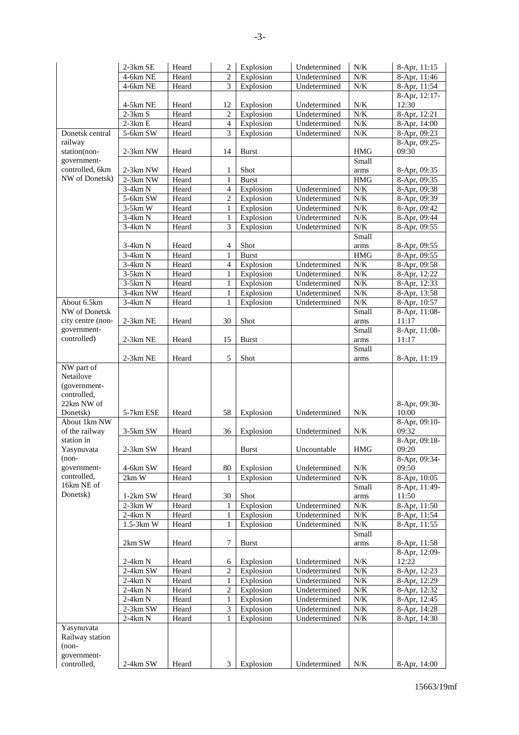| | | | | | | | |
|---|---|---|---|---|---|---|---|
| | 2-3km SE | Heard | 2 | Explosion | Undetermined | N/K | 8-Apr, 11:15 |
| | 4-6km NE | Heard | 2 | Explosion | Undetermined | N/K | 8-Apr, 11:46 |
| | 4-6km NE | Heard | 3 | Explosion | Undetermined | N/K | 8-Apr, 11:54 |
| | 4-5km NE | Heard | 12 | Explosion | Undetermined | N/K | 8-Apr, 12:17-12:30 |
| | 2-3km S | Heard | 2 | Explosion | Undetermined | N/K | 8-Apr, 12:21 |
| | 2-3km E | Heard | 4 | Explosion | Undetermined | N/K | 8-Apr, 14:00 |
| Donetsk central railway station(non-government-controlled, 6km NW of Donetsk) | 5-6km SW | Heard | 3 | Explosion | Undetermined | N/K | 8-Apr, 09:23 |
| | 2-3km NW | Heard | 14 | Burst | | HMG | 8-Apr, 09:25-09:30 |
| | 2-3km NW | Heard | 1 | Shot | | Small arms | 8-Apr, 09:35 |
| | 2-3km NW | Heard | 1 | Burst | | HMG | 8-Apr, 09:35 |
| | 3-4km N | Heard | 4 | Explosion | Undetermined | N/K | 8-Apr, 09:38 |
| | 5-6km SW | Heard | 2 | Explosion | Undetermined | N/K | 8-Apr, 09:39 |
| | 3-5km W | Heard | 1 | Explosion | Undetermined | N/K | 8-Apr, 09:42 |
| | 3-4km N | Heard | 1 | Explosion | Undetermined | N/K | 8-Apr, 09:44 |
| | 3-4km N | Heard | 3 | Explosion | Undetermined | N/K | 8-Apr, 09:55 |
| | 3-4km N | Heard | 4 | Shot | | Small arms | 8-Apr, 09:55 |
| | 3-4km N | Heard | 1 | Burst | | HMG | 8-Apr, 09:55 |
| | 3-4km N | Heard | 4 | Explosion | Undetermined | N/K | 8-Apr, 09:58 |
| | 3-5km N | Heard | 1 | Explosion | Undetermined | N/K | 8-Apr, 12:22 |
| | 3-5km N | Heard | 1 | Explosion | Undetermined | N/K | 8-Apr, 12:33 |
| | 3-4km NW | Heard | 1 | Explosion | Undetermined | N/K | 8-Apr, 13:58 |
| About 6.5km NW of Donetsk city centre (non-government-controlled) | 3-4km N | Heard | 1 | Explosion | Undetermined | N/K | 8-Apr, 10:57 |
| | 2-3km NE | Heard | 30 | Shot | | Small arms | 8-Apr, 11:08-11:17 |
| | 2-3km NE | Heard | 15 | Burst | | Small arms | 8-Apr, 11:08-11:17 |
| | 2-3km NE | Heard | 5 | Shot | | Small arms | 8-Apr, 11:19 |
| NW part of Netailove (government-controlled, 22km NW of Donetsk) | 5-7km ESE | Heard | 58 | Explosion | Undetermined | N/K | 8-Apr, 09:30-10:00 |
| About 1km NW of the railway station in Yasynuvata (non-government-controlled, 16km NE of Donetsk) | 3-5km SW | Heard | 36 | Explosion | Undetermined | N/K | 8-Apr, 09:10-09:32 |
| | 2-3km SW | Heard | | Burst | Uncountable | HMG | 8-Apr, 09:18-09:20 |
| | 4-6km SW | Heard | 80 | Explosion | Undetermined | N/K | 8-Apr, 09:34-09:50 |
| | 2km W | Heard | 1 | Explosion | Undetermined | N/K | 8-Apr, 10:05 |
| | 1-2km SW | Heard | 30 | Shot | | Small arms | 8-Apr, 11:49-11:50 |
| | 2-3km W | Heard | 1 | Explosion | Undetermined | N/K | 8-Apr, 11:50 |
| | 2-4km N | Heard | 1 | Explosion | Undetermined | N/K | 8-Apr, 11:54 |
| | 1.5-3km W | Heard | 1 | Explosion | Undetermined | N/K | 8-Apr, 11:55 |
| | 2km SW | Heard | 7 | Burst | | Small arms | 8-Apr, 11:58 |
| | 2-4km N | Heard | 6 | Explosion | Undetermined | N/K | 8-Apr, 12:09-12:22 |
| | 2-4km SW | Heard | 2 | Explosion | Undetermined | N/K | 8-Apr, 12:23 |
| | 2-4km N | Heard | 1 | Explosion | Undetermined | N/K | 8-Apr, 12:29 |
| | 2-4km N | Heard | 2 | Explosion | Undetermined | N/K | 8-Apr, 12:32 |
| | 2-4km N | Heard | 1 | Explosion | Undetermined | N/K | 8-Apr, 12:45 |
| | 2-3km SW | Heard | 3 | Explosion | Undetermined | N/K | 8-Apr, 14:28 |
| | 2-4km N | Heard | 1 | Explosion | Undetermined | N/K | 8-Apr, 14:30 |
| Yasynuvata Railway station (non-government-controlled, | 2-4km SW | Heard | 3 | Explosion | Undetermined | N/K | 8-Apr, 14:00 |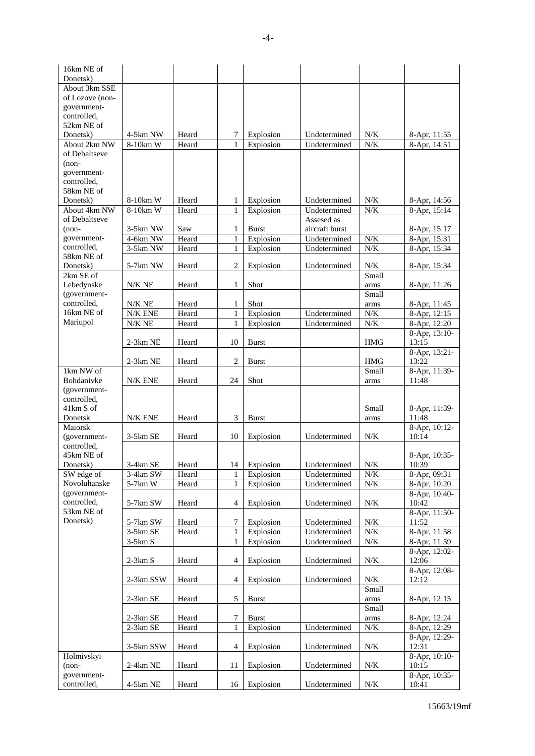| | | | | | | | |
|---|---|---|---|---|---|---|---|
| 16km NE of Donetsk) | | | | | | | |
| About 3km SSE of Lozove (non-government-controlled, 52km NE of Donetsk) | 4-5km NW | Heard | 7 | Explosion | Undetermined | N/K | 8-Apr, 11:55 |
| About 2km NW of Debaltseve (non-government-controlled, 58km NE of Donetsk) | 8-10km W | Heard | 1 | Explosion | Undetermined | N/K | 8-Apr, 14:51 |
| | 8-10km W | Heard | 1 | Explosion | Undetermined | N/K | 8-Apr, 14:56 |
| About 4km NW of Debaltseve (non-government-controlled, 58km NE of Donetsk) | 8-10km W | Heard | 1 | Explosion | Undetermined | N/K | 8-Apr, 15:14 |
| | 3-5km NW | Saw | 1 | Burst | Assesed as aircraft burst | | 8-Apr, 15:17 |
| | 4-6km NW | Heard | 1 | Explosion | Undetermined | N/K | 8-Apr, 15:31 |
| | 3-5km NW | Heard | 1 | Explosion | Undetermined | N/K | 8-Apr, 15:34 |
| | 5-7km NW | Heard | 2 | Explosion | Undetermined | N/K | 8-Apr, 15:34 |
| 2km SE of Lebedynske (government-controlled, 16km NE of Mariupol | N/K NE | Heard | 1 | Shot | | Small arms | 8-Apr, 11:26 |
| | N/K NE | Heard | 1 | Shot | | Small arms | 8-Apr, 11:45 |
| | N/K ENE | Heard | 1 | Explosion | Undetermined | N/K | 8-Apr, 12:15 |
| | N/K NE | Heard | 1 | Explosion | Undetermined | N/K | 8-Apr, 12:20 |
| | 2-3km NE | Heard | 10 | Burst | | HMG | 8-Apr, 13:10-13:15 |
| | 2-3km NE | Heard | 2 | Burst | | HMG | 8-Apr, 13:21-13:22 |
| 1km NW of Bohdanivke (government-controlled, 41km S of Donetsk | N/K ENE | Heard | 24 | Shot | | Small arms | 8-Apr, 11:39-11:48 |
| | N/K ENE | Heard | 3 | Burst | | Small arms | 8-Apr, 11:39-11:48 |
| Maiorsk (government-controlled, 45km NE of Donetsk) | 3-5km SE | Heard | 10 | Explosion | Undetermined | N/K | 8-Apr, 10:12-10:14 |
| | 3-4km SE | Heard | 14 | Explosion | Undetermined | N/K | 8-Apr, 10:35-10:39 |
| SW edge of Novoluhanske (government-controlled, 53km NE of Donetsk) | 3-4km SW | Heard | 1 | Explosion | Undetermined | N/K | 8-Apr, 09:31 |
| | 5-7km W | Heard | 1 | Explosion | Undetermined | N/K | 8-Apr, 10:20 |
| | 5-7km SW | Heard | 4 | Explosion | Undetermined | N/K | 8-Apr, 10:40-10:42 |
| | 5-7km SW | Heard | 7 | Explosion | Undetermined | N/K | 8-Apr, 11:50-11:52 |
| | 3-5km SE | Heard | 1 | Explosion | Undetermined | N/K | 8-Apr, 11:58 |
| | 3-5km S | | 1 | Explosion | Undetermined | N/K | 8-Apr, 11:59 |
| | 2-3km S | Heard | 4 | Explosion | Undetermined | N/K | 8-Apr, 12:02-12:06 |
| | 2-3km SSW | Heard | 4 | Explosion | Undetermined | N/K | 8-Apr, 12:08-12:12 |
| | 2-3km SE | Heard | 5 | Burst | | Small arms | 8-Apr, 12:15 |
| | 2-3km SE | Heard | 7 | Burst | | Small arms | 8-Apr, 12:24 |
| | 2-3km SE | Heard | 1 | Explosion | Undetermined | N/K | 8-Apr, 12:29 |
| | 3-5km SSW | Heard | 4 | Explosion | Undetermined | N/K | 8-Apr, 12:29-12:31 |
| Holmivskyi (non-government-controlled, | 2-4km NE | Heard | 11 | Explosion | Undetermined | N/K | 8-Apr, 10:10-10:15 |
| | 4-5km NE | Heard | 16 | Explosion | Undetermined | N/K | 8-Apr, 10:35-10:41 |

15663/19mf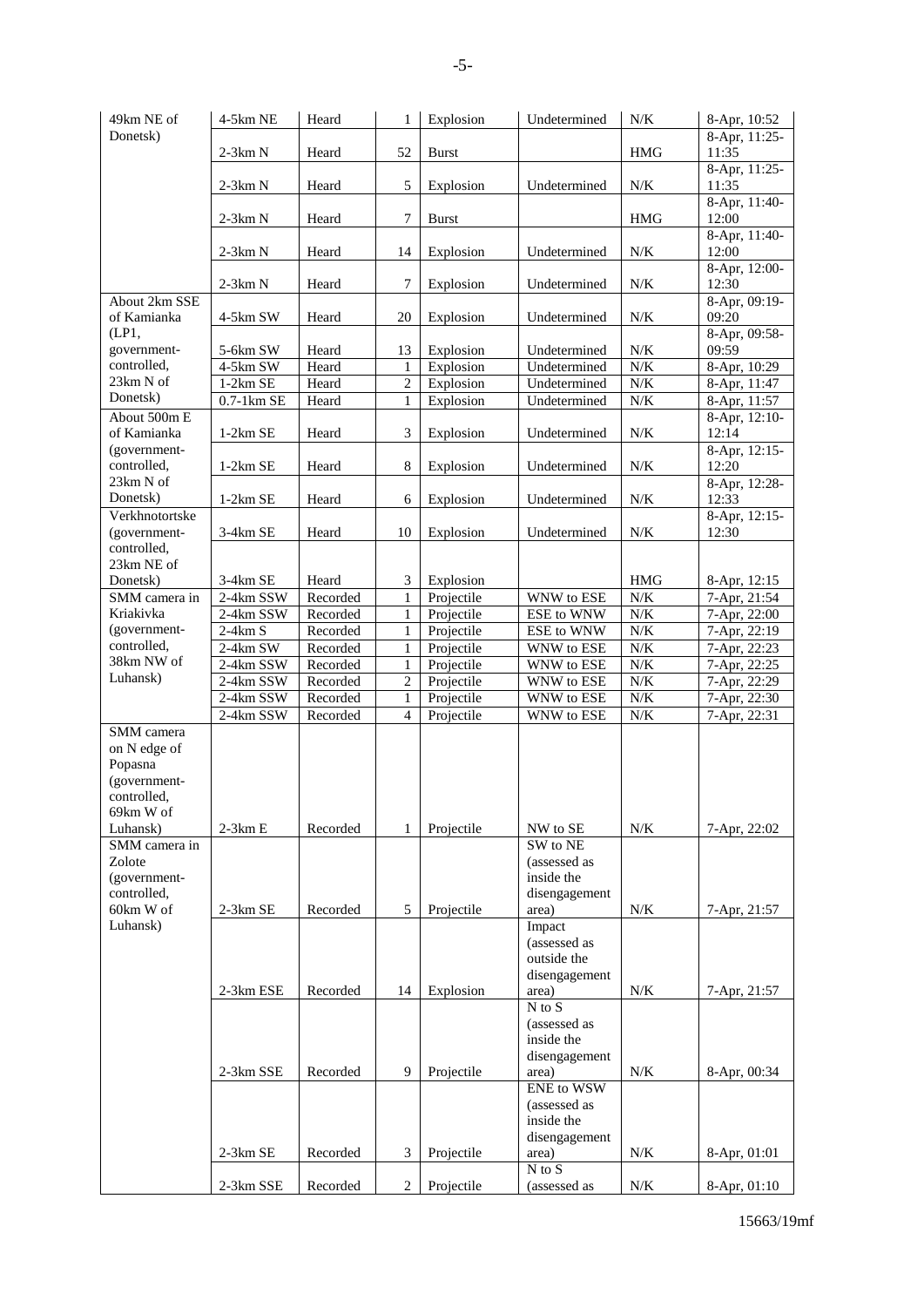| | | | | | | | |
|---|---|---|---|---|---|---|---|
| 49km NE of Donetsk) | 4-5km NE | Heard | 1 | Explosion | Undetermined | N/K | 8-Apr, 10:52 |
| | 2-3km N | Heard | 52 | Burst | | HMG | 8-Apr, 11:25-11:35 |
| | 2-3km N | Heard | 5 | Explosion | Undetermined | N/K | 8-Apr, 11:25-11:35 |
| | 2-3km N | Heard | 7 | Burst | | HMG | 8-Apr, 11:40-12:00 |
| | 2-3km N | Heard | 14 | Explosion | Undetermined | N/K | 8-Apr, 11:40-12:00 |
| | 2-3km N | Heard | 7 | Explosion | Undetermined | N/K | 8-Apr, 12:00-12:30 |
| About 2km SSE of Kamianka (LP1, government-controlled, 23km N of Donetsk) | 4-5km SW | Heard | 20 | Explosion | Undetermined | N/K | 8-Apr, 09:19-09:20 |
| | 5-6km SW | Heard | 13 | Explosion | Undetermined | N/K | 8-Apr, 09:58-09:59 |
| | 4-5km SW | Heard | 1 | Explosion | Undetermined | N/K | 8-Apr, 10:29 |
| | 1-2km SE | Heard | 2 | Explosion | Undetermined | N/K | 8-Apr, 11:47 |
| | 0.7-1km SE | Heard | 1 | Explosion | Undetermined | N/K | 8-Apr, 11:57 |
| About 500m E of Kamianka (government-controlled, 23km N of Donetsk) | 1-2km SE | Heard | 3 | Explosion | Undetermined | N/K | 8-Apr, 12:10-12:14 |
| | 1-2km SE | Heard | 8 | Explosion | Undetermined | N/K | 8-Apr, 12:15-12:20 |
| | 1-2km SE | Heard | 6 | Explosion | Undetermined | N/K | 8-Apr, 12:28-12:33 |
| Verkhnotortske (government-controlled, 23km NE of Donetsk) | 3-4km SE | Heard | 10 | Explosion | Undetermined | N/K | 8-Apr, 12:15-12:30 |
| | 3-4km SE | Heard | 3 | Explosion | | HMG | 8-Apr, 12:15 |
| SMM camera in Kriakivka (government-controlled, 38km NW of Luhansk) | 2-4km SSW | Recorded | 1 | Projectile | WNW to ESE | N/K | 7-Apr, 21:54 |
| | 2-4km SSW | Recorded | 1 | Projectile | ESE to WNW | N/K | 7-Apr, 22:00 |
| | 2-4km S | Recorded | 1 | Projectile | ESE to WNW | N/K | 7-Apr, 22:19 |
| | 2-4km SW | Recorded | 1 | Projectile | WNW to ESE | N/K | 7-Apr, 22:23 |
| | 2-4km SSW | Recorded | 1 | Projectile | WNW to ESE | N/K | 7-Apr, 22:25 |
| | 2-4km SSW | Recorded | 2 | Projectile | WNW to ESE | N/K | 7-Apr, 22:29 |
| | 2-4km SSW | Recorded | 1 | Projectile | WNW to ESE | N/K | 7-Apr, 22:30 |
| | 2-4km SSW | Recorded | 4 | Projectile | WNW to ESE | N/K | 7-Apr, 22:31 |
| SMM camera on N edge of Popasna (government-controlled, 69km W of Luhansk) | 2-3km E | Recorded | 1 | Projectile | NW to SE | N/K | 7-Apr, 22:02 |
| SMM camera in Zolote (government-controlled, 60km W of Luhansk) | 2-3km SE | Recorded | 5 | Projectile | SW to NE (assessed as inside the disengagement area) | N/K | 7-Apr, 21:57 |
| | 2-3km ESE | Recorded | 14 | Explosion | Impact (assessed as outside the disengagement area) | N/K | 7-Apr, 21:57 |
| | 2-3km SSE | Recorded | 9 | Projectile | N to S (assessed as inside the disengagement area) | N/K | 8-Apr, 00:34 |
| | 2-3km SE | Recorded | 3 | Projectile | ENE to WSW (assessed as inside the disengagement area) | N/K | 8-Apr, 01:01 |
| | 2-3km SSE | Recorded | 2 | Projectile | N to S (assessed as | N/K | 8-Apr, 01:10 |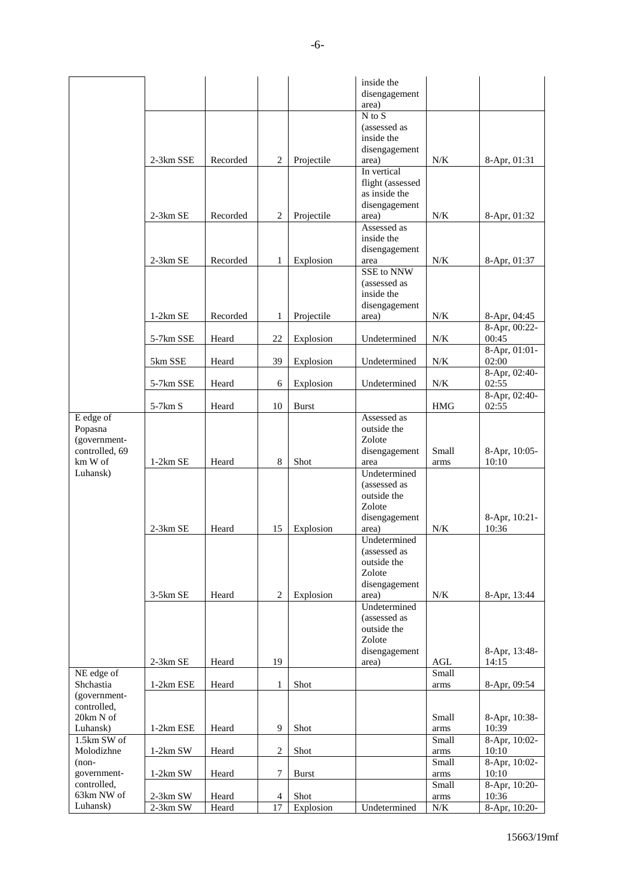| | | | | | | | |
|---|---|---|---|---|---|---|---|
| | | | | | inside the disengagement area) | | |
| | 2-3km SSE | Recorded | 2 | Projectile | N to S (assessed as inside the disengagement area) | N/K | 8-Apr, 01:31 |
| | 2-3km SE | Recorded | 2 | Projectile | In vertical flight (assessed as inside the disengagement area) | N/K | 8-Apr, 01:32 |
| | 2-3km SE | Recorded | 1 | Explosion | Assessed as inside the disengagement area | N/K | 8-Apr, 01:37 |
| | 1-2km SE | Recorded | 1 | Projectile | SSE to NNW (assessed as inside the disengagement area) | N/K | 8-Apr, 04:45 |
| | 5-7km SSE | Heard | 22 | Explosion | Undetermined | N/K | 8-Apr, 00:22-00:45 |
| | 5km SSE | Heard | 39 | Explosion | Undetermined | N/K | 8-Apr, 01:01-02:00 |
| | 5-7km SSE | Heard | 6 | Explosion | Undetermined | N/K | 8-Apr, 02:40-02:55 |
| | 5-7km S | Heard | 10 | Burst | | HMG | 8-Apr, 02:40-02:55 |
| E edge of Popasna (government-controlled, 69 km W of Luhansk) | 1-2km SE | Heard | 8 | Shot | Assessed as outside the Zolote disengagement area | Small arms | 8-Apr, 10:05-10:10 |
| | 2-3km SE | Heard | 15 | Explosion | Undetermined (assessed as outside the Zolote disengagement area) | N/K | 8-Apr, 10:21-10:36 |
| | 3-5km SE | Heard | 2 | Explosion | Undetermined (assessed as outside the Zolote disengagement area) | N/K | 8-Apr, 13:44 |
| | 2-3km SE | Heard | 19 | | Undetermined (assessed as outside the Zolote disengagement area) | AGL | 8-Apr, 13:48-14:15 |
| NE edge of Shchastia (government-controlled, 20km N of Luhansk) | 1-2km ESE | Heard | 1 | Shot | | Small arms | 8-Apr, 09:54 |
| | 1-2km ESE | Heard | 9 | Shot | | Small arms | 8-Apr, 10:38-10:39 |
| 1.5km SW of Molodizhne (non-government-controlled, 63km NW of Luhansk) | 1-2km SW | Heard | 2 | Shot | | Small arms | 8-Apr, 10:02-10:10 |
| | 1-2km SW | Heard | 7 | Burst | | Small arms | 8-Apr, 10:02-10:10 |
| | 2-3km SW | Heard | 4 | Shot | | Small arms | 8-Apr, 10:20-10:36 |
| | 2-3km SW | Heard | 17 | Explosion | Undetermined | N/K | 8-Apr, 10:20- |

15663/19mf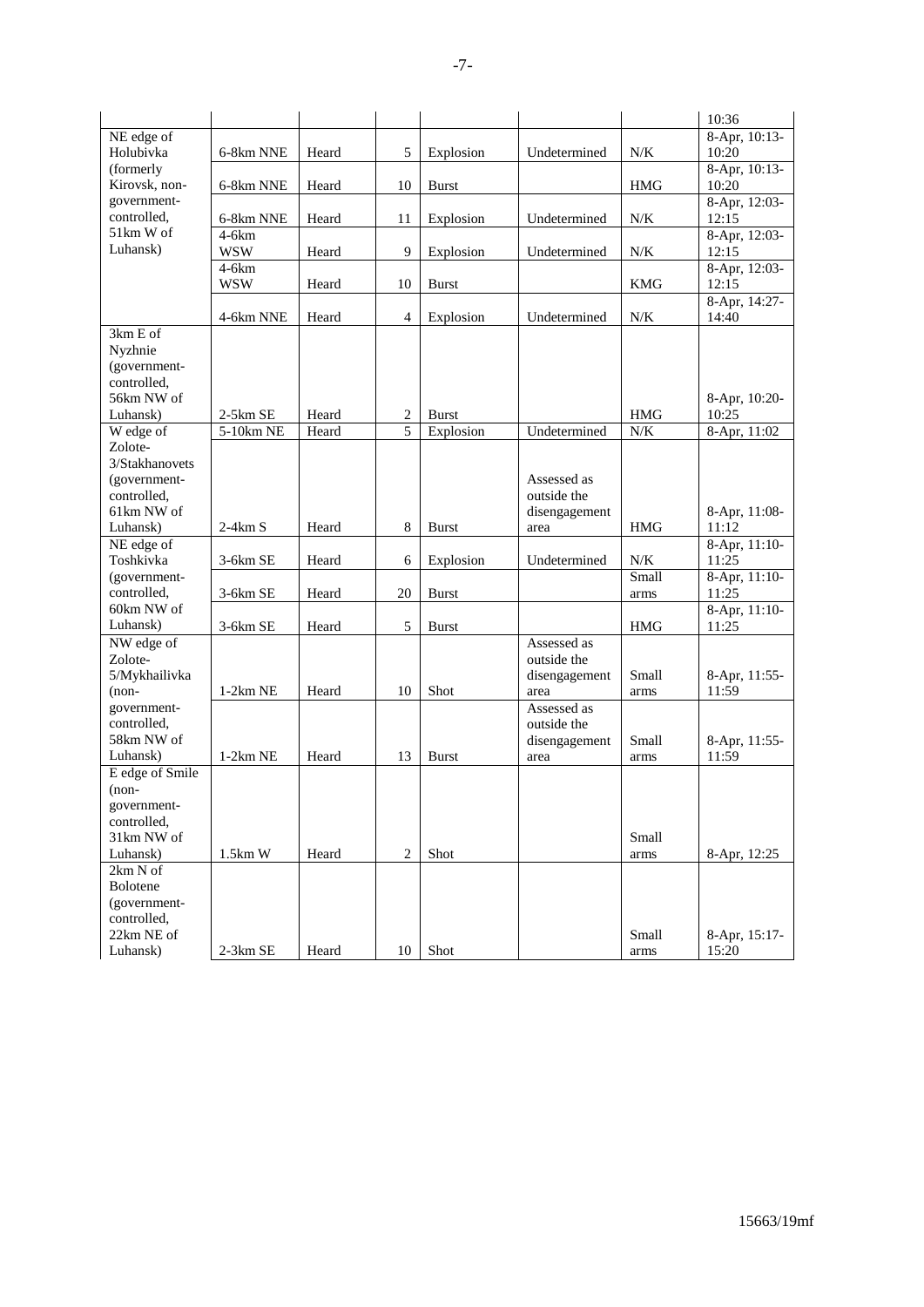| | | | | | | | |
|---|---|---|---|---|---|---|---|
| | | | | | | | 10:36 |
| NE edge of Holubivka (formerly Kirovsk, non-government-controlled, 51km W of Luhansk) | 6-8km NNE | Heard | 5 | Explosion | Undetermined | N/K | 8-Apr, 10:13-10:20 |
| | 6-8km NNE | Heard | 10 | Burst | | HMG | 8-Apr, 10:13-10:20 |
| | 6-8km NNE | Heard | 11 | Explosion | Undetermined | N/K | 8-Apr, 12:03-12:15 |
| | 4-6km WSW | Heard | 9 | Explosion | Undetermined | N/K | 8-Apr, 12:03-12:15 |
| | 4-6km WSW | Heard | 10 | Burst | | KMG | 8-Apr, 12:03-12:15 |
| | 4-6km NNE | Heard | 4 | Explosion | Undetermined | N/K | 8-Apr, 14:27-14:40 |
| 3km E of Nyzhnie (government-controlled, 56km NW of Luhansk) | 2-5km SE | Heard | 2 | Burst | | HMG | 8-Apr, 10:20-10:25 |
| W edge of Zolote-3/Stakhanovets (government-controlled, 61km NW of Luhansk) | 5-10km NE | Heard | 5 | Explosion | Undetermined | N/K | 8-Apr, 11:02 |
| | 2-4km S | Heard | 8 | Burst | Assessed as outside the disengagement area | HMG | 8-Apr, 11:08-11:12 |
| NE edge of Toshkivka (government-controlled, 60km NW of Luhansk) | 3-6km SE | Heard | 6 | Explosion | Undetermined | N/K | 8-Apr, 11:10-11:25 |
| | 3-6km SE | Heard | 20 | Burst | | Small arms | 8-Apr, 11:10-11:25 |
| | 3-6km SE | Heard | 5 | Burst | | HMG | 8-Apr, 11:10-11:25 |
| NW edge of Zolote-5/Mykhailivka (non-government-controlled, 58km NW of Luhansk) | 1-2km NE | Heard | 10 | Shot | Assessed as outside the disengagement area | Small arms | 8-Apr, 11:55-11:59 |
| | 1-2km NE | Heard | 13 | Burst | Assessed as outside the disengagement area | Small arms | 8-Apr, 11:55-11:59 |
| E edge of Smile (non-government-controlled, 31km NW of Luhansk) | 1.5km W | Heard | 2 | Shot | | Small arms | 8-Apr, 12:25 |
| 2km N of Bolotene (government-controlled, 22km NE of Luhansk) | 2-3km SE | Heard | 10 | Shot | | Small arms | 8-Apr, 15:17-15:20 |

15663/19mf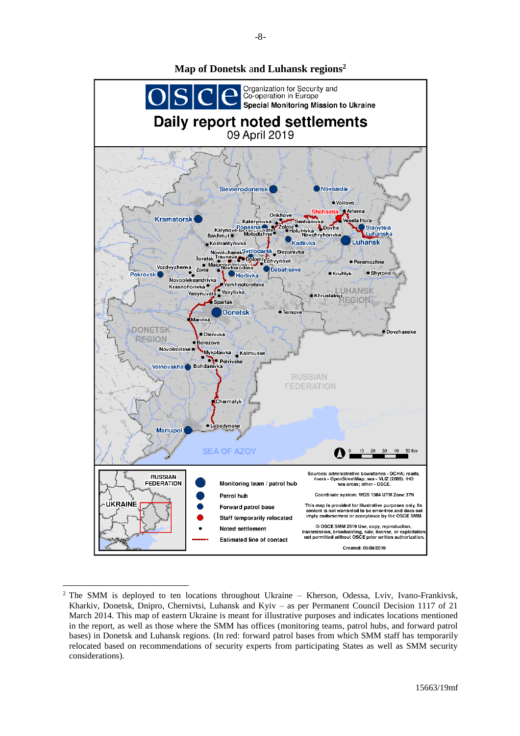**Map of Donetsk and Luhansk regions[2]**

OSCE Organization for Security and Co-operation in Europe
Special Monitoring Mission to Ukraine

Daily report noted settlements
09 April 2019

Sievierodonetsk
Novoaidar
Voitove
Shchastia
Artema
Kramatorsk
Orikhove
Katerynivka
Sentianivka
Vesela Hora
Stanytsia Luhanska
Popasna
Zolote
Holubivka
Dovhe
Kalynove
Bakhmut
Molodizhne
Novohryhorivka
Kadiivka
Luhansk
Kostiantynivka
Novoluhanske
Svitlodarsk
Stepanivka
Toretsk
Travneve
Dolomitne
Shyvnove
Peremozhne
Vozdvyzhenka
Zoria
Novhorodske
Debaltseve
Pokrovsk
Horlivka
Kruhlyk
Shyroke
Novooleksandrivka
Krasnohorivka
Verkhnotoretske
Yasynuvata
Vasylivka
Khrustalnyi
LUHANSK REGION
Spartak
Donetsk
Ternove
Marinka
DONETSK REGION
Olenivka
Dovzhanske
Berezove
Novotroitske
Mykolaivka
Kalmiuske
Petrivske
Volnovakha
Bohdanivka
RUSSIAN FEDERATION
Chermalyk
Lebedynske
Mariupol
SEA OF AZOV

0 10 20 30 40 50 Km

RUSSIAN FEDERATION
UKRAINE

Monitoring team / patrol hub
Patrol hub
Forward patrol base
Staff temporarily relocated
Noted settlement
Estimated line of contact

Sources: administrative boundaries - OCHA; roads, rivers - OpenStreetMap; sea - VLIZ (2005). IHO sea areas; other - OSCE.

Coordinate system: WGS 1984 UTM Zone 37N

This map is provided for illustrative purposes only. Its content is not warranted to be error-free and does not imply endorsement or acceptance by the OSCE SMM.

© OSCE SMM 2019 Use, copy, reproduction, transmission, broadcasting, sale, license, or exploitation not permitted without OSCE prior written authorization.

Created: 09/04/2019

---

[2] The SMM is deployed to ten locations throughout Ukraine – Kherson, Odessa, Lviv, Ivano-Frankivsk, Kharkiv, Donetsk, Dnipro, Chernivtsi, Luhansk and Kyiv – as per Permanent Council Decision 1117 of 21 March 2014. This map of eastern Ukraine is meant for illustrative purposes and indicates locations mentioned in the report, as well as those where the SMM has offices (monitoring teams, patrol hubs, and forward patrol bases) in Donetsk and Luhansk regions. (In red: forward patrol bases from which SMM staff has temporarily relocated based on recommendations of security experts from participating States as well as SMM security considerations).

15663/19mf